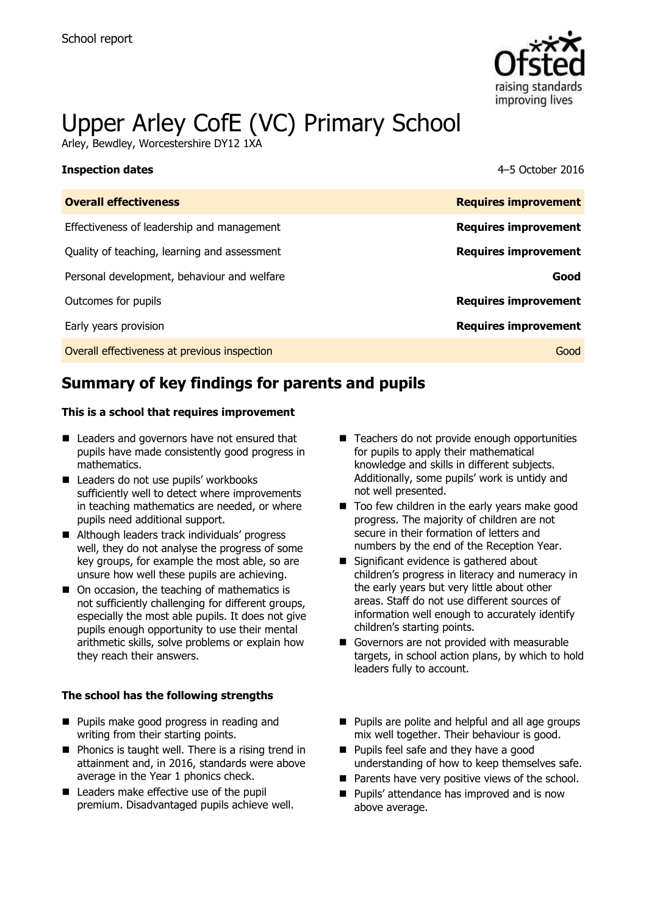School report

# Upper Arley CofE (VC) Primary School

Arley, Bewdley, Worcestershire DY12 1XA

**Inspection dates** 4–5 October 2016

| **Overall effectiveness** | **Requires improvement** |
| --- | --- |
| Effectiveness of leadership and management | **Requires improvement** |
| Quality of teaching, learning and assessment | **Requires improvement** |
| Personal development, behaviour and welfare | **Good** |
| Outcomes for pupils | **Requires improvement** |
| Early years provision | **Requires improvement** |
| Overall effectiveness at previous inspection | Good |

## Summary of key findings for parents and pupils

**This is a school that requires improvement**

- Leaders and governors have not ensured that pupils have made consistently good progress in mathematics.
- Leaders do not use pupils' workbooks sufficiently well to detect where improvements in teaching mathematics are needed, or where pupils need additional support.
- Although leaders track individuals' progress well, they do not analyse the progress of some key groups, for example the most able, so are unsure how well these pupils are achieving.
- On occasion, the teaching of mathematics is not sufficiently challenging for different groups, especially the most able pupils. It does not give pupils enough opportunity to use their mental arithmetic skills, solve problems or explain how they reach their answers.
- Teachers do not provide enough opportunities for pupils to apply their mathematical knowledge and skills in different subjects. Additionally, some pupils' work is untidy and not well presented.
- Too few children in the early years make good progress. The majority of children are not secure in their formation of letters and numbers by the end of the Reception Year.
- Significant evidence is gathered about children's progress in literacy and numeracy in the early years but very little about other areas. Staff do not use different sources of information well enough to accurately identify children's starting points.
- Governors are not provided with measurable targets, in school action plans, by which to hold leaders fully to account.

**The school has the following strengths**

- Pupils make good progress in reading and writing from their starting points.
- Phonics is taught well. There is a rising trend in attainment and, in 2016, standards were above average in the Year 1 phonics check.
- Leaders make effective use of the pupil premium. Disadvantaged pupils achieve well.
- Pupils are polite and helpful and all age groups mix well together. Their behaviour is good.
- Pupils feel safe and they have a good understanding of how to keep themselves safe.
- Parents have very positive views of the school.
- Pupils' attendance has improved and is now above average.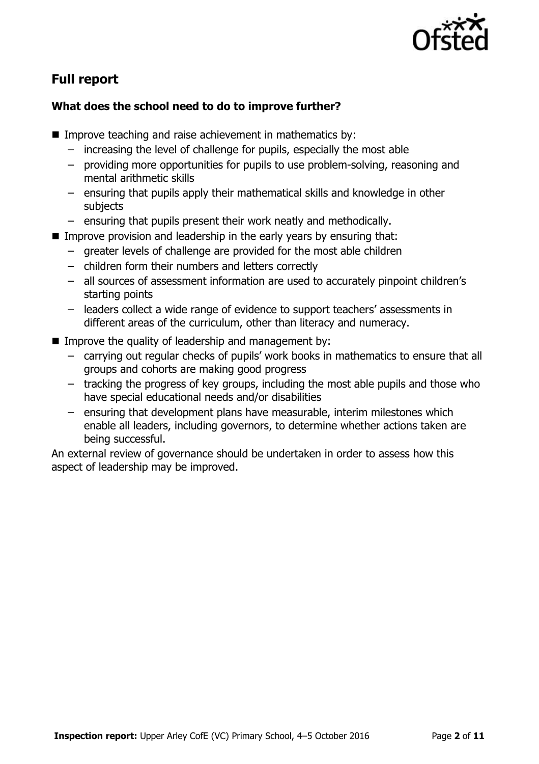## Full report

### What does the school need to do to improve further?

- Improve teaching and raise achievement in mathematics by:
  - increasing the level of challenge for pupils, especially the most able
  - providing more opportunities for pupils to use problem-solving, reasoning and mental arithmetic skills
  - ensuring that pupils apply their mathematical skills and knowledge in other subjects
  - ensuring that pupils present their work neatly and methodically.
- Improve provision and leadership in the early years by ensuring that:
  - greater levels of challenge are provided for the most able children
  - children form their numbers and letters correctly
  - all sources of assessment information are used to accurately pinpoint children's starting points
  - leaders collect a wide range of evidence to support teachers' assessments in different areas of the curriculum, other than literacy and numeracy.
- Improve the quality of leadership and management by:
  - carrying out regular checks of pupils' work books in mathematics to ensure that all groups and cohorts are making good progress
  - tracking the progress of key groups, including the most able pupils and those who have special educational needs and/or disabilities
  - ensuring that development plans have measurable, interim milestones which enable all leaders, including governors, to determine whether actions taken are being successful.

An external review of governance should be undertaken in order to assess how this aspect of leadership may be improved.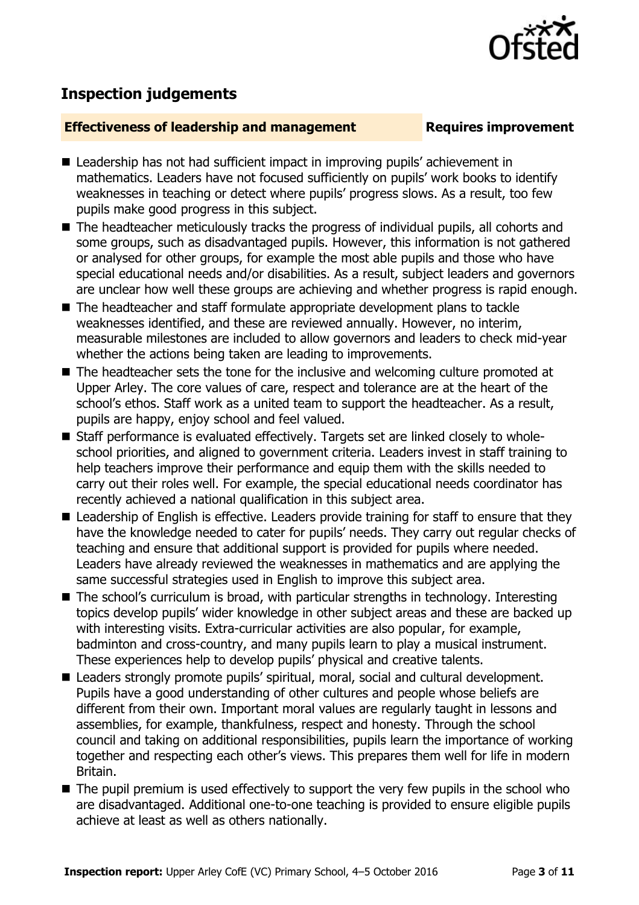## Inspection judgements

**Effectiveness of leadership and management** **Requires improvement**

- Leadership has not had sufficient impact in improving pupils' achievement in mathematics. Leaders have not focused sufficiently on pupils' work books to identify weaknesses in teaching or detect where pupils' progress slows. As a result, too few pupils make good progress in this subject.
- The headteacher meticulously tracks the progress of individual pupils, all cohorts and some groups, such as disadvantaged pupils. However, this information is not gathered or analysed for other groups, for example the most able pupils and those who have special educational needs and/or disabilities. As a result, subject leaders and governors are unclear how well these groups are achieving and whether progress is rapid enough.
- The headteacher and staff formulate appropriate development plans to tackle weaknesses identified, and these are reviewed annually. However, no interim, measurable milestones are included to allow governors and leaders to check mid-year whether the actions being taken are leading to improvements.
- The headteacher sets the tone for the inclusive and welcoming culture promoted at Upper Arley. The core values of care, respect and tolerance are at the heart of the school's ethos. Staff work as a united team to support the headteacher. As a result, pupils are happy, enjoy school and feel valued.
- Staff performance is evaluated effectively. Targets set are linked closely to whole-school priorities, and aligned to government criteria. Leaders invest in staff training to help teachers improve their performance and equip them with the skills needed to carry out their roles well. For example, the special educational needs coordinator has recently achieved a national qualification in this subject area.
- Leadership of English is effective. Leaders provide training for staff to ensure that they have the knowledge needed to cater for pupils' needs. They carry out regular checks of teaching and ensure that additional support is provided for pupils where needed. Leaders have already reviewed the weaknesses in mathematics and are applying the same successful strategies used in English to improve this subject area.
- The school's curriculum is broad, with particular strengths in technology. Interesting topics develop pupils' wider knowledge in other subject areas and these are backed up with interesting visits. Extra-curricular activities are also popular, for example, badminton and cross-country, and many pupils learn to play a musical instrument. These experiences help to develop pupils' physical and creative talents.
- Leaders strongly promote pupils' spiritual, moral, social and cultural development. Pupils have a good understanding of other cultures and people whose beliefs are different from their own. Important moral values are regularly taught in lessons and assemblies, for example, thankfulness, respect and honesty. Through the school council and taking on additional responsibilities, pupils learn the importance of working together and respecting each other's views. This prepares them well for life in modern Britain.
- The pupil premium is used effectively to support the very few pupils in the school who are disadvantaged. Additional one-to-one teaching is provided to ensure eligible pupils achieve at least as well as others nationally.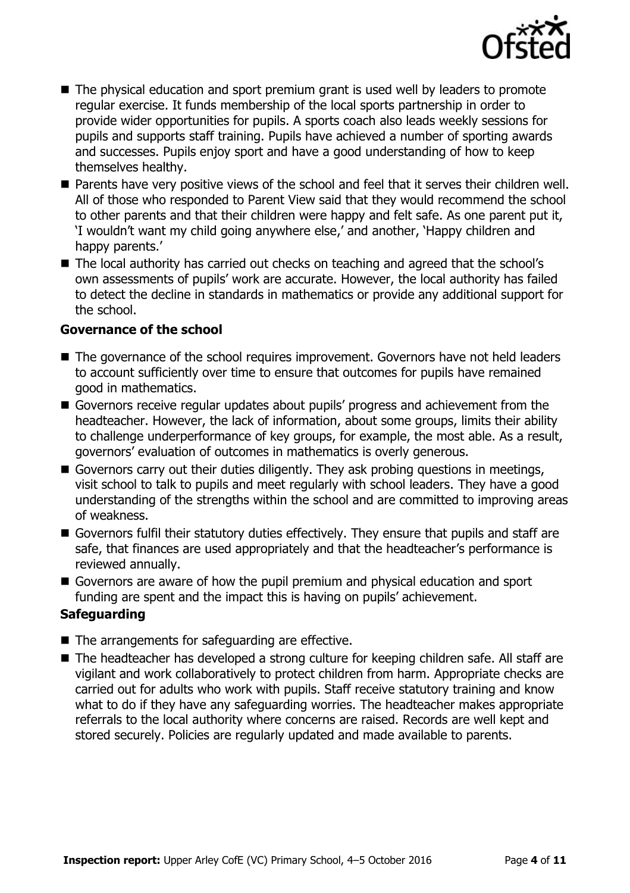- The physical education and sport premium grant is used well by leaders to promote regular exercise. It funds membership of the local sports partnership in order to provide wider opportunities for pupils. A sports coach also leads weekly sessions for pupils and supports staff training. Pupils have achieved a number of sporting awards and successes. Pupils enjoy sport and have a good understanding of how to keep themselves healthy.
- Parents have very positive views of the school and feel that it serves their children well. All of those who responded to Parent View said that they would recommend the school to other parents and that their children were happy and felt safe. As one parent put it, 'I wouldn't want my child going anywhere else,' and another, 'Happy children and happy parents.'
- The local authority has carried out checks on teaching and agreed that the school's own assessments of pupils' work are accurate. However, the local authority has failed to detect the decline in standards in mathematics or provide any additional support for the school.

### Governance of the school

- The governance of the school requires improvement. Governors have not held leaders to account sufficiently over time to ensure that outcomes for pupils have remained good in mathematics.
- Governors receive regular updates about pupils' progress and achievement from the headteacher. However, the lack of information, about some groups, limits their ability to challenge underperformance of key groups, for example, the most able. As a result, governors' evaluation of outcomes in mathematics is overly generous.
- Governors carry out their duties diligently. They ask probing questions in meetings, visit school to talk to pupils and meet regularly with school leaders. They have a good understanding of the strengths within the school and are committed to improving areas of weakness.
- Governors fulfil their statutory duties effectively. They ensure that pupils and staff are safe, that finances are used appropriately and that the headteacher's performance is reviewed annually.
- Governors are aware of how the pupil premium and physical education and sport funding are spent and the impact this is having on pupils' achievement.

### Safeguarding

- The arrangements for safeguarding are effective.
- The headteacher has developed a strong culture for keeping children safe. All staff are vigilant and work collaboratively to protect children from harm. Appropriate checks are carried out for adults who work with pupils. Staff receive statutory training and know what to do if they have any safeguarding worries. The headteacher makes appropriate referrals to the local authority where concerns are raised. Records are well kept and stored securely. Policies are regularly updated and made available to parents.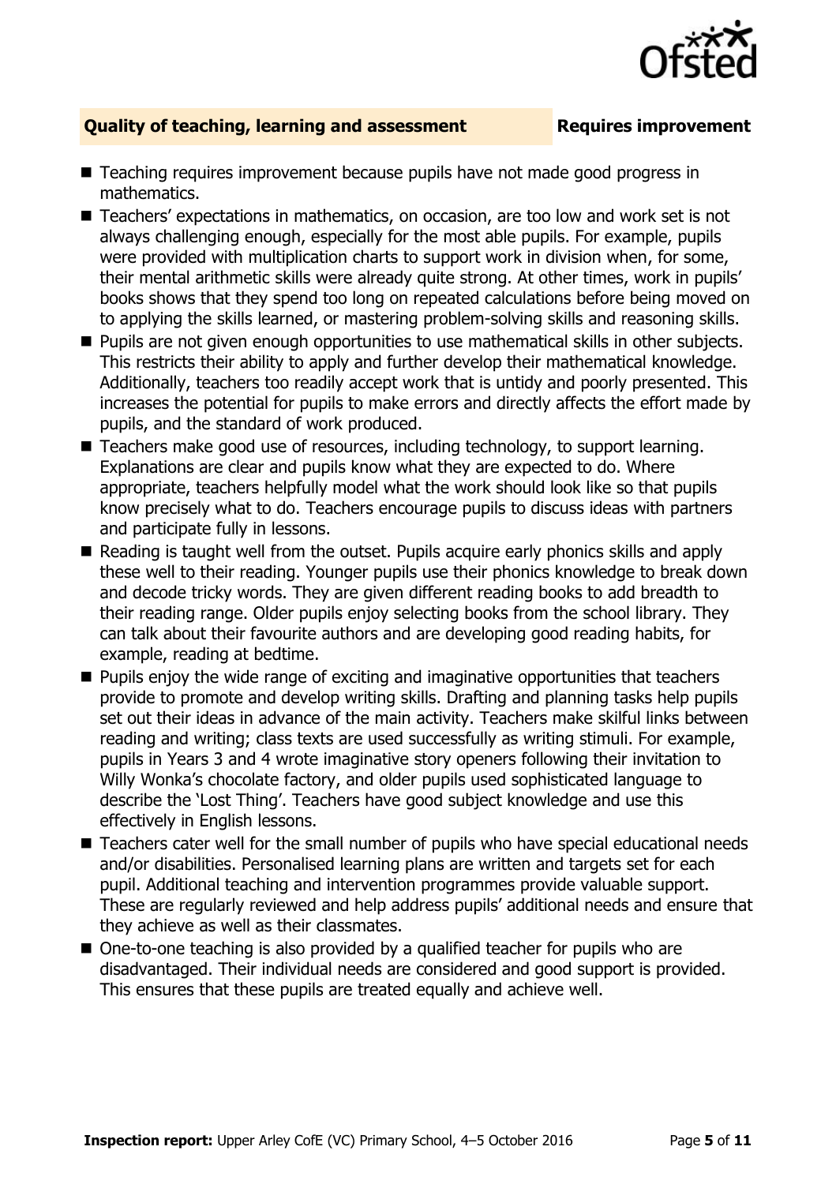## Quality of teaching, learning and assessment — Requires improvement

- Teaching requires improvement because pupils have not made good progress in mathematics.
- Teachers' expectations in mathematics, on occasion, are too low and work set is not always challenging enough, especially for the most able pupils. For example, pupils were provided with multiplication charts to support work in division when, for some, their mental arithmetic skills were already quite strong. At other times, work in pupils' books shows that they spend too long on repeated calculations before being moved on to applying the skills learned, or mastering problem-solving skills and reasoning skills.
- Pupils are not given enough opportunities to use mathematical skills in other subjects. This restricts their ability to apply and further develop their mathematical knowledge. Additionally, teachers too readily accept work that is untidy and poorly presented. This increases the potential for pupils to make errors and directly affects the effort made by pupils, and the standard of work produced.
- Teachers make good use of resources, including technology, to support learning. Explanations are clear and pupils know what they are expected to do. Where appropriate, teachers helpfully model what the work should look like so that pupils know precisely what to do. Teachers encourage pupils to discuss ideas with partners and participate fully in lessons.
- Reading is taught well from the outset. Pupils acquire early phonics skills and apply these well to their reading. Younger pupils use their phonics knowledge to break down and decode tricky words. They are given different reading books to add breadth to their reading range. Older pupils enjoy selecting books from the school library. They can talk about their favourite authors and are developing good reading habits, for example, reading at bedtime.
- Pupils enjoy the wide range of exciting and imaginative opportunities that teachers provide to promote and develop writing skills. Drafting and planning tasks help pupils set out their ideas in advance of the main activity. Teachers make skilful links between reading and writing; class texts are used successfully as writing stimuli. For example, pupils in Years 3 and 4 wrote imaginative story openers following their invitation to Willy Wonka's chocolate factory, and older pupils used sophisticated language to describe the 'Lost Thing'. Teachers have good subject knowledge and use this effectively in English lessons.
- Teachers cater well for the small number of pupils who have special educational needs and/or disabilities. Personalised learning plans are written and targets set for each pupil. Additional teaching and intervention programmes provide valuable support. These are regularly reviewed and help address pupils' additional needs and ensure that they achieve as well as their classmates.
- One-to-one teaching is also provided by a qualified teacher for pupils who are disadvantaged. Their individual needs are considered and good support is provided. This ensures that these pupils are treated equally and achieve well.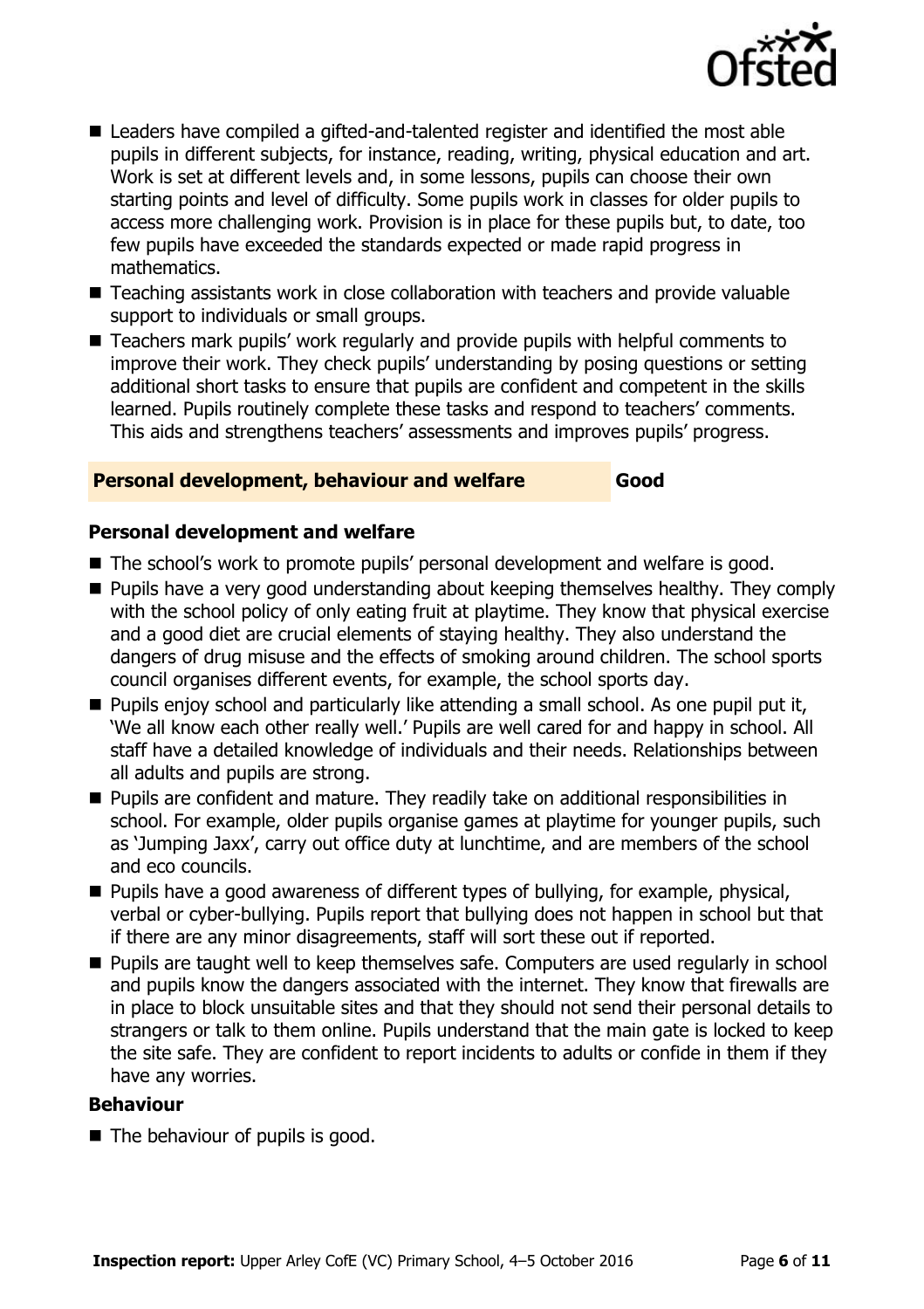- Leaders have compiled a gifted-and-talented register and identified the most able pupils in different subjects, for instance, reading, writing, physical education and art. Work is set at different levels and, in some lessons, pupils can choose their own starting points and level of difficulty. Some pupils work in classes for older pupils to access more challenging work. Provision is in place for these pupils but, to date, too few pupils have exceeded the standards expected or made rapid progress in mathematics.
- Teaching assistants work in close collaboration with teachers and provide valuable support to individuals or small groups.
- Teachers mark pupils' work regularly and provide pupils with helpful comments to improve their work. They check pupils' understanding by posing questions or setting additional short tasks to ensure that pupils are confident and competent in the skills learned. Pupils routinely complete these tasks and respond to teachers' comments. This aids and strengthens teachers' assessments and improves pupils' progress.

## Personal development, behaviour and welfare — Good

### Personal development and welfare

- The school's work to promote pupils' personal development and welfare is good.
- Pupils have a very good understanding about keeping themselves healthy. They comply with the school policy of only eating fruit at playtime. They know that physical exercise and a good diet are crucial elements of staying healthy. They also understand the dangers of drug misuse and the effects of smoking around children. The school sports council organises different events, for example, the school sports day.
- Pupils enjoy school and particularly like attending a small school. As one pupil put it, 'We all know each other really well.' Pupils are well cared for and happy in school. All staff have a detailed knowledge of individuals and their needs. Relationships between all adults and pupils are strong.
- Pupils are confident and mature. They readily take on additional responsibilities in school. For example, older pupils organise games at playtime for younger pupils, such as 'Jumping Jaxx', carry out office duty at lunchtime, and are members of the school and eco councils.
- Pupils have a good awareness of different types of bullying, for example, physical, verbal or cyber-bullying. Pupils report that bullying does not happen in school but that if there are any minor disagreements, staff will sort these out if reported.
- Pupils are taught well to keep themselves safe. Computers are used regularly in school and pupils know the dangers associated with the internet. They know that firewalls are in place to block unsuitable sites and that they should not send their personal details to strangers or talk to them online. Pupils understand that the main gate is locked to keep the site safe. They are confident to report incidents to adults or confide in them if they have any worries.

### Behaviour

- The behaviour of pupils is good.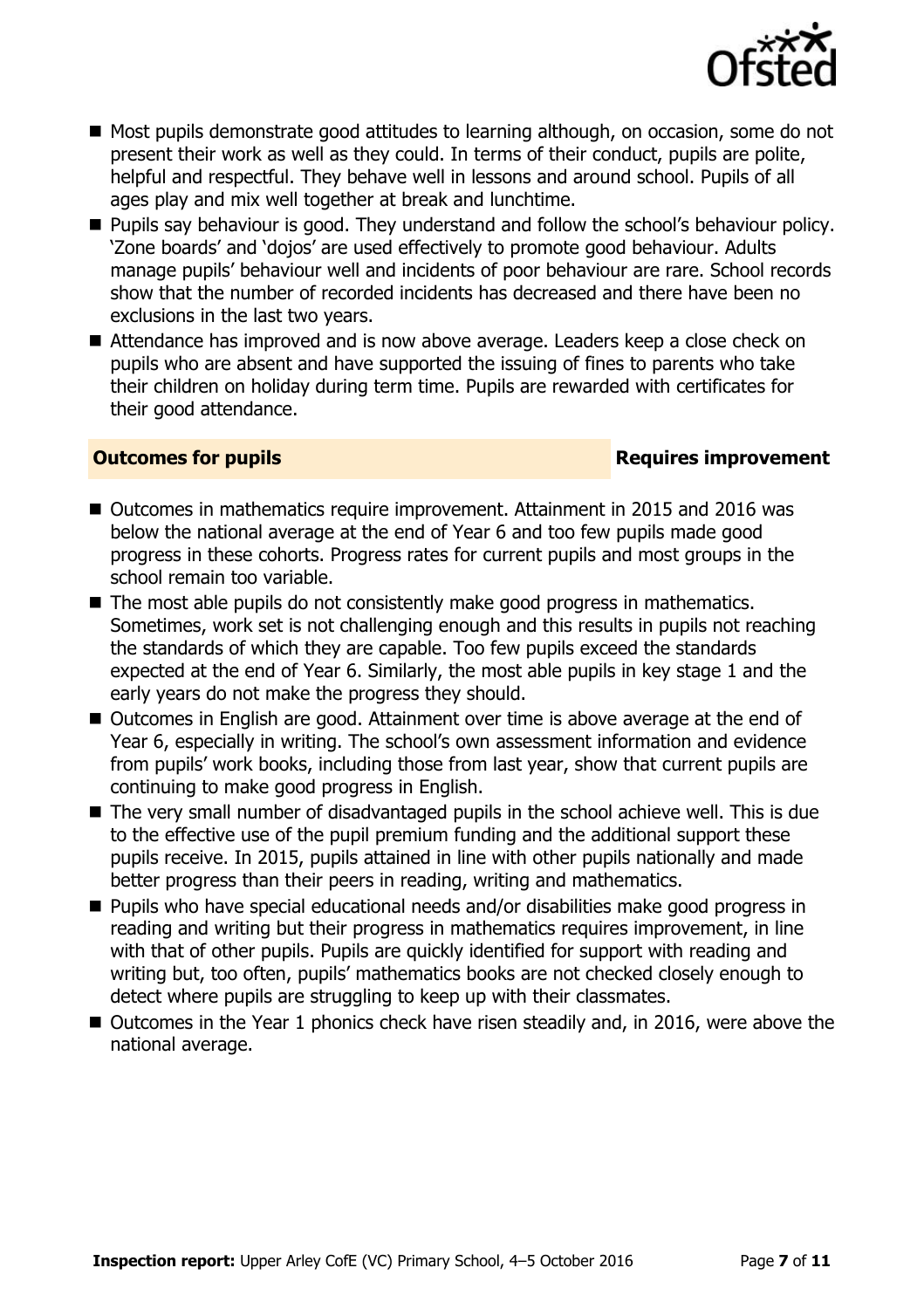- Most pupils demonstrate good attitudes to learning although, on occasion, some do not present their work as well as they could. In terms of their conduct, pupils are polite, helpful and respectful. They behave well in lessons and around school. Pupils of all ages play and mix well together at break and lunchtime.
- Pupils say behaviour is good. They understand and follow the school's behaviour policy. 'Zone boards' and 'dojos' are used effectively to promote good behaviour. Adults manage pupils' behaviour well and incidents of poor behaviour are rare. School records show that the number of recorded incidents has decreased and there have been no exclusions in the last two years.
- Attendance has improved and is now above average. Leaders keep a close check on pupils who are absent and have supported the issuing of fines to parents who take their children on holiday during term time. Pupils are rewarded with certificates for their good attendance.

## Outcomes for pupils — Requires improvement

- Outcomes in mathematics require improvement. Attainment in 2015 and 2016 was below the national average at the end of Year 6 and too few pupils made good progress in these cohorts. Progress rates for current pupils and most groups in the school remain too variable.
- The most able pupils do not consistently make good progress in mathematics. Sometimes, work set is not challenging enough and this results in pupils not reaching the standards of which they are capable. Too few pupils exceed the standards expected at the end of Year 6. Similarly, the most able pupils in key stage 1 and the early years do not make the progress they should.
- Outcomes in English are good. Attainment over time is above average at the end of Year 6, especially in writing. The school's own assessment information and evidence from pupils' work books, including those from last year, show that current pupils are continuing to make good progress in English.
- The very small number of disadvantaged pupils in the school achieve well. This is due to the effective use of the pupil premium funding and the additional support these pupils receive. In 2015, pupils attained in line with other pupils nationally and made better progress than their peers in reading, writing and mathematics.
- Pupils who have special educational needs and/or disabilities make good progress in reading and writing but their progress in mathematics requires improvement, in line with that of other pupils. Pupils are quickly identified for support with reading and writing but, too often, pupils' mathematics books are not checked closely enough to detect where pupils are struggling to keep up with their classmates.
- Outcomes in the Year 1 phonics check have risen steadily and, in 2016, were above the national average.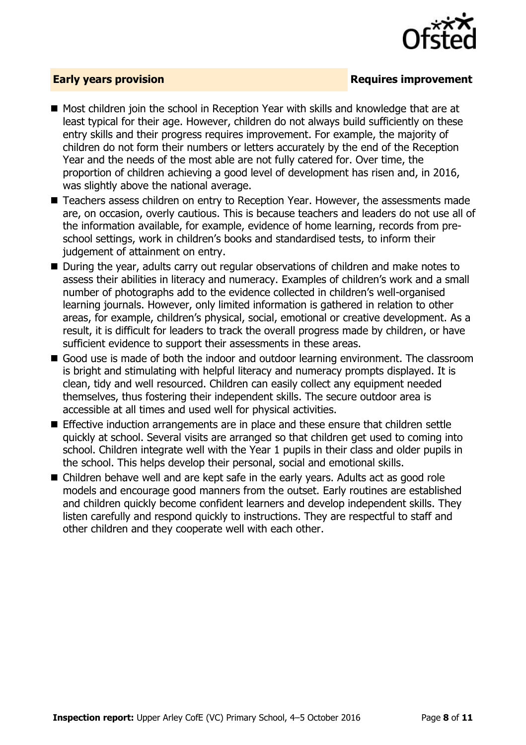**Early years provision** **Requires improvement**

- Most children join the school in Reception Year with skills and knowledge that are at least typical for their age. However, children do not always build sufficiently on these entry skills and their progress requires improvement. For example, the majority of children do not form their numbers or letters accurately by the end of the Reception Year and the needs of the most able are not fully catered for. Over time, the proportion of children achieving a good level of development has risen and, in 2016, was slightly above the national average.
- Teachers assess children on entry to Reception Year. However, the assessments made are, on occasion, overly cautious. This is because teachers and leaders do not use all of the information available, for example, evidence of home learning, records from pre-school settings, work in children's books and standardised tests, to inform their judgement of attainment on entry.
- During the year, adults carry out regular observations of children and make notes to assess their abilities in literacy and numeracy. Examples of children's work and a small number of photographs add to the evidence collected in children's well-organised learning journals. However, only limited information is gathered in relation to other areas, for example, children's physical, social, emotional or creative development. As a result, it is difficult for leaders to track the overall progress made by children, or have sufficient evidence to support their assessments in these areas.
- Good use is made of both the indoor and outdoor learning environment. The classroom is bright and stimulating with helpful literacy and numeracy prompts displayed. It is clean, tidy and well resourced. Children can easily collect any equipment needed themselves, thus fostering their independent skills. The secure outdoor area is accessible at all times and used well for physical activities.
- Effective induction arrangements are in place and these ensure that children settle quickly at school. Several visits are arranged so that children get used to coming into school. Children integrate well with the Year 1 pupils in their class and older pupils in the school. This helps develop their personal, social and emotional skills.
- Children behave well and are kept safe in the early years. Adults act as good role models and encourage good manners from the outset. Early routines are established and children quickly become confident learners and develop independent skills. They listen carefully and respond quickly to instructions. They are respectful to staff and other children and they cooperate well with each other.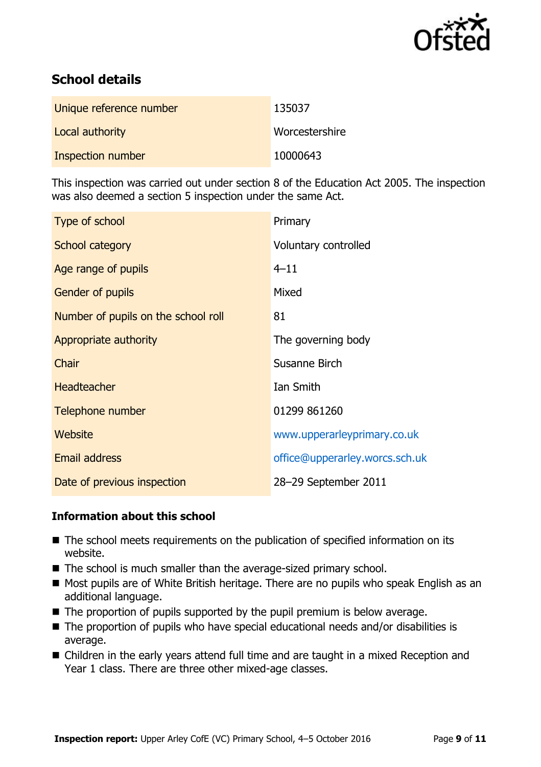## School details

| | |
|---|---|
| Unique reference number | 135037 |
| Local authority | Worcestershire |
| Inspection number | 10000643 |

This inspection was carried out under section 8 of the Education Act 2005. The inspection was also deemed a section 5 inspection under the same Act.

| | |
|---|---|
| Type of school | Primary |
| School category | Voluntary controlled |
| Age range of pupils | 4–11 |
| Gender of pupils | Mixed |
| Number of pupils on the school roll | 81 |
| Appropriate authority | The governing body |
| Chair | Susanne Birch |
| Headteacher | Ian Smith |
| Telephone number | 01299 861260 |
| Website | www.upperarleyprimary.co.uk |
| Email address | office@upperarley.worcs.sch.uk |
| Date of previous inspection | 28–29 September 2011 |

### Information about this school

- The school meets requirements on the publication of specified information on its website.
- The school is much smaller than the average-sized primary school.
- Most pupils are of White British heritage. There are no pupils who speak English as an additional language.
- The proportion of pupils supported by the pupil premium is below average.
- The proportion of pupils who have special educational needs and/or disabilities is average.
- Children in the early years attend full time and are taught in a mixed Reception and Year 1 class. There are three other mixed-age classes.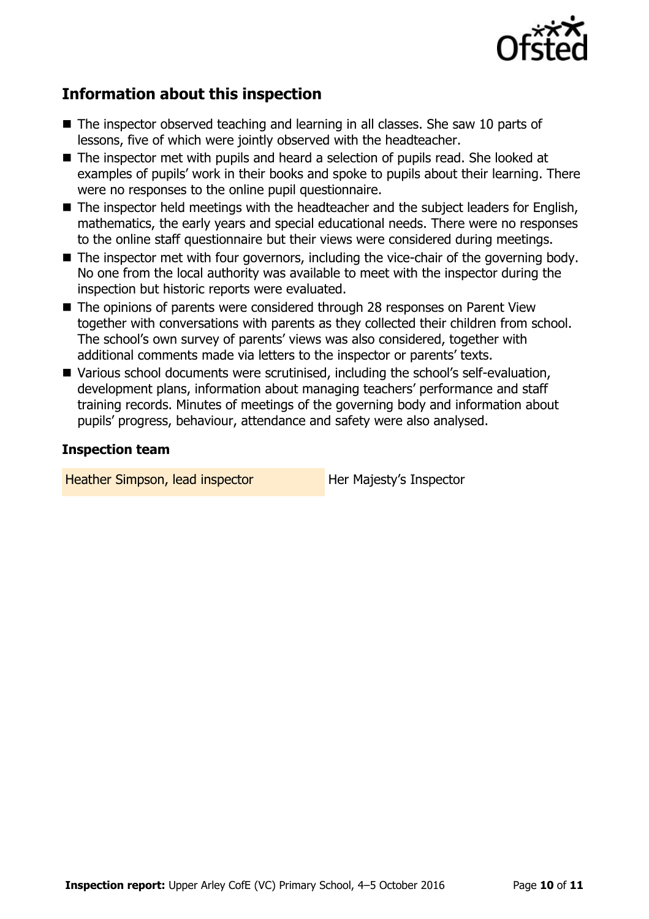## Information about this inspection

- The inspector observed teaching and learning in all classes. She saw 10 parts of lessons, five of which were jointly observed with the headteacher.
- The inspector met with pupils and heard a selection of pupils read. She looked at examples of pupils' work in their books and spoke to pupils about their learning. There were no responses to the online pupil questionnaire.
- The inspector held meetings with the headteacher and the subject leaders for English, mathematics, the early years and special educational needs. There were no responses to the online staff questionnaire but their views were considered during meetings.
- The inspector met with four governors, including the vice-chair of the governing body. No one from the local authority was available to meet with the inspector during the inspection but historic reports were evaluated.
- The opinions of parents were considered through 28 responses on Parent View together with conversations with parents as they collected their children from school. The school's own survey of parents' views was also considered, together with additional comments made via letters to the inspector or parents' texts.
- Various school documents were scrutinised, including the school's self-evaluation, development plans, information about managing teachers' performance and staff training records. Minutes of meetings of the governing body and information about pupils' progress, behaviour, attendance and safety were also analysed.

### Inspection team

| | |
|---|---|
| Heather Simpson, lead inspector | Her Majesty's Inspector |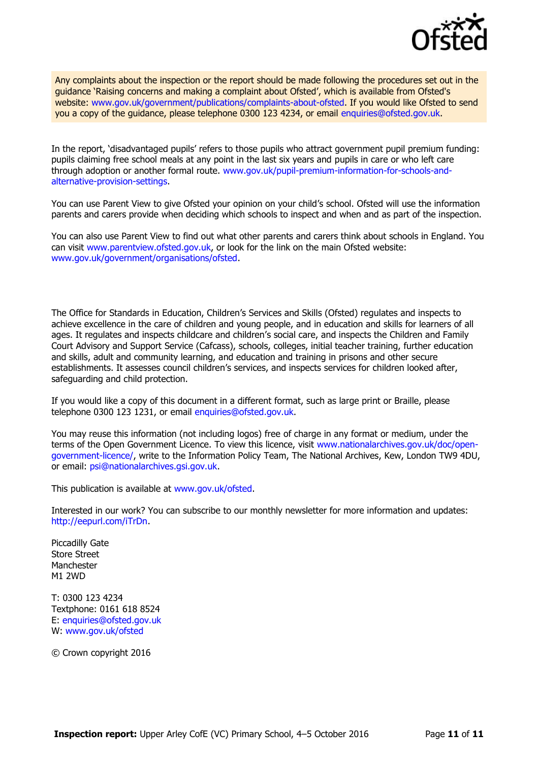Any complaints about the inspection or the report should be made following the procedures set out in the guidance 'Raising concerns and making a complaint about Ofsted', which is available from Ofsted's website: www.gov.uk/government/publications/complaints-about-ofsted. If you would like Ofsted to send you a copy of the guidance, please telephone 0300 123 4234, or email enquiries@ofsted.gov.uk.

In the report, 'disadvantaged pupils' refers to those pupils who attract government pupil premium funding: pupils claiming free school meals at any point in the last six years and pupils in care or who left care through adoption or another formal route. www.gov.uk/pupil-premium-information-for-schools-and-alternative-provision-settings.

You can use Parent View to give Ofsted your opinion on your child's school. Ofsted will use the information parents and carers provide when deciding which schools to inspect and when and as part of the inspection.

You can also use Parent View to find out what other parents and carers think about schools in England. You can visit www.parentview.ofsted.gov.uk, or look for the link on the main Ofsted website: www.gov.uk/government/organisations/ofsted.

The Office for Standards in Education, Children's Services and Skills (Ofsted) regulates and inspects to achieve excellence in the care of children and young people, and in education and skills for learners of all ages. It regulates and inspects childcare and children's social care, and inspects the Children and Family Court Advisory and Support Service (Cafcass), schools, colleges, initial teacher training, further education and skills, adult and community learning, and education and training in prisons and other secure establishments. It assesses council children's services, and inspects services for children looked after, safeguarding and child protection.

If you would like a copy of this document in a different format, such as large print or Braille, please telephone 0300 123 1231, or email enquiries@ofsted.gov.uk.

You may reuse this information (not including logos) free of charge in any format or medium, under the terms of the Open Government Licence. To view this licence, visit www.nationalarchives.gov.uk/doc/open-government-licence/, write to the Information Policy Team, The National Archives, Kew, London TW9 4DU, or email: psi@nationalarchives.gsi.gov.uk.

This publication is available at www.gov.uk/ofsted.

Interested in our work? You can subscribe to our monthly newsletter for more information and updates: http://eepurl.com/iTrDn.

Piccadilly Gate
Store Street
Manchester
M1 2WD

T: 0300 123 4234
Textphone: 0161 618 8524
E: enquiries@ofsted.gov.uk
W: www.gov.uk/ofsted

© Crown copyright 2016